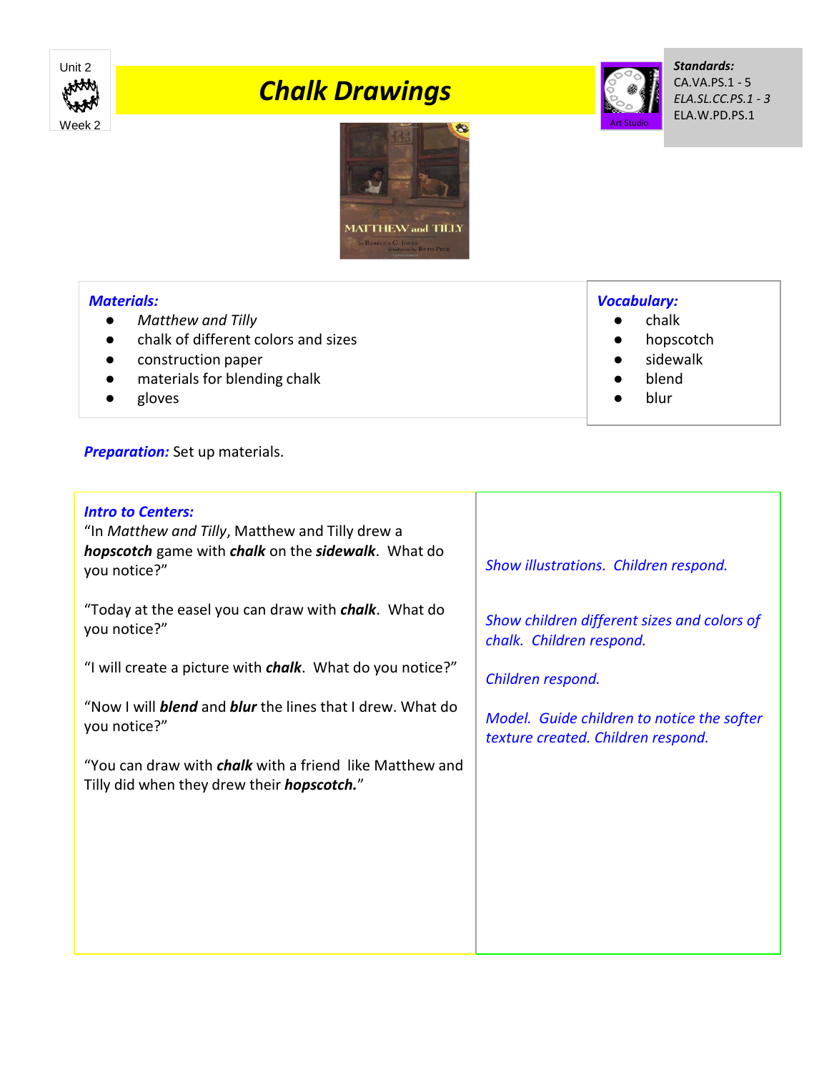Unit 2

Week 2

# Chalk Drawings

Art Studio

***Standards:***
CA.VA.PS.1 - 5
*ELA.SL.CC.PS.1 - 3*
ELA.W.PD.PS.1

MATTHEW and TILLY

***Materials:***

- *Matthew and Tilly*
- chalk of different colors and sizes
- construction paper
- materials for blending chalk
- gloves

***Vocabulary:***

- chalk
- hopscotch
- sidewalk
- blend
- blur

***Preparation:*** Set up materials.

| ***Intro to Centers:*** | |
|---|---|
| "In *Matthew and Tilly*, Matthew and Tilly drew a ***hopscotch*** game with ***chalk*** on the ***sidewalk***. What do you notice?" | *Show illustrations. Children respond.* |
| "Today at the easel you can draw with ***chalk***. What do you notice?" | *Show children different sizes and colors of chalk. Children respond.* |
| "I will create a picture with ***chalk***. What do you notice?" | *Children respond.* |
| "Now I will ***blend*** and ***blur*** the lines that I drew. What do you notice?" | *Model. Guide children to notice the softer texture created. Children respond.* |
| "You can draw with ***chalk*** with a friend like Matthew and Tilly did when they drew their ***hopscotch.***" | |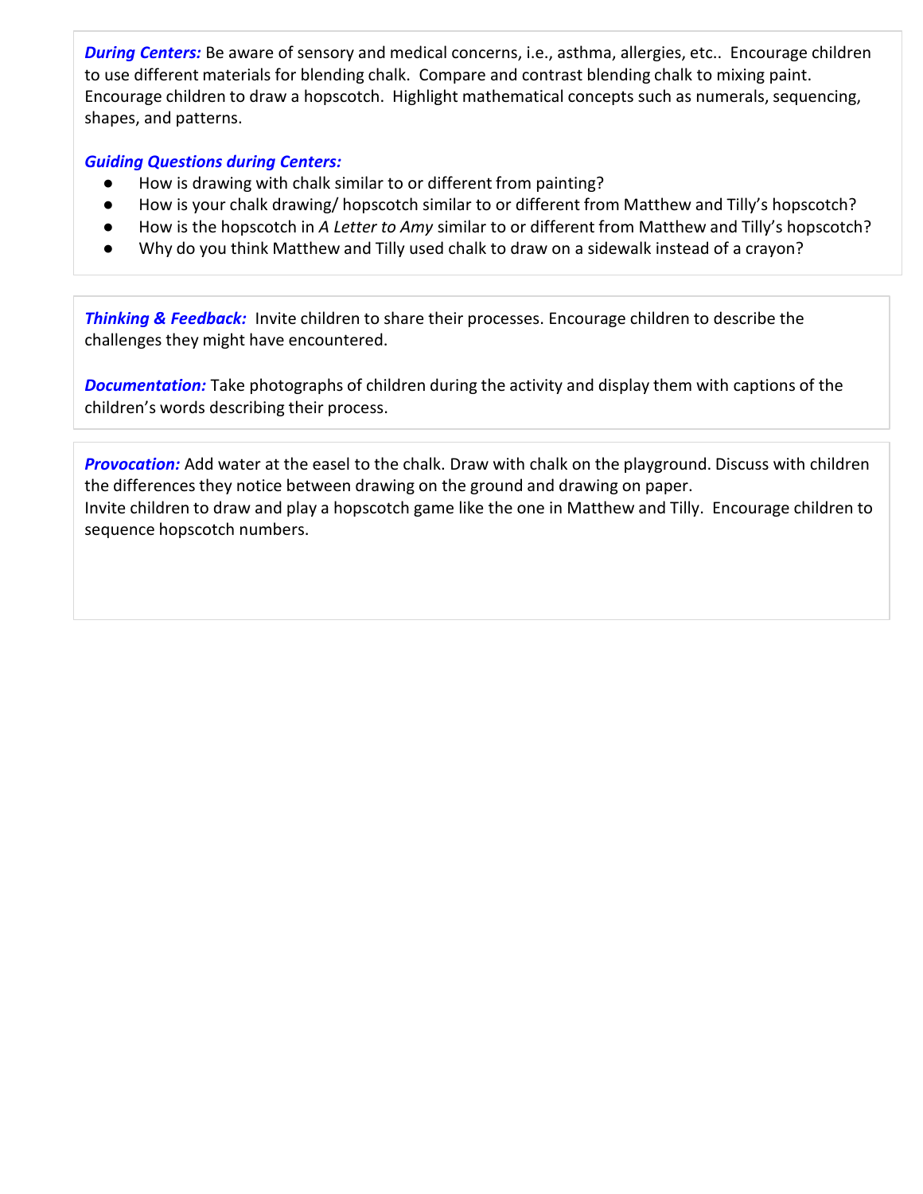***During Centers:*** Be aware of sensory and medical concerns, i.e., asthma, allergies, etc.. Encourage children to use different materials for blending chalk. Compare and contrast blending chalk to mixing paint. Encourage children to draw a hopscotch. Highlight mathematical concepts such as numerals, sequencing, shapes, and patterns.

***Guiding Questions during Centers:***

- How is drawing with chalk similar to or different from painting?
- How is your chalk drawing/ hopscotch similar to or different from Matthew and Tilly's hopscotch?
- How is the hopscotch in *A Letter to Amy* similar to or different from Matthew and Tilly's hopscotch?
- Why do you think Matthew and Tilly used chalk to draw on a sidewalk instead of a crayon?

***Thinking & Feedback:*** Invite children to share their processes. Encourage children to describe the challenges they might have encountered.

***Documentation:*** Take photographs of children during the activity and display them with captions of the children's words describing their process.

***Provocation:*** Add water at the easel to the chalk. Draw with chalk on the playground. Discuss with children the differences they notice between drawing on the ground and drawing on paper.
Invite children to draw and play a hopscotch game like the one in Matthew and Tilly. Encourage children to sequence hopscotch numbers.